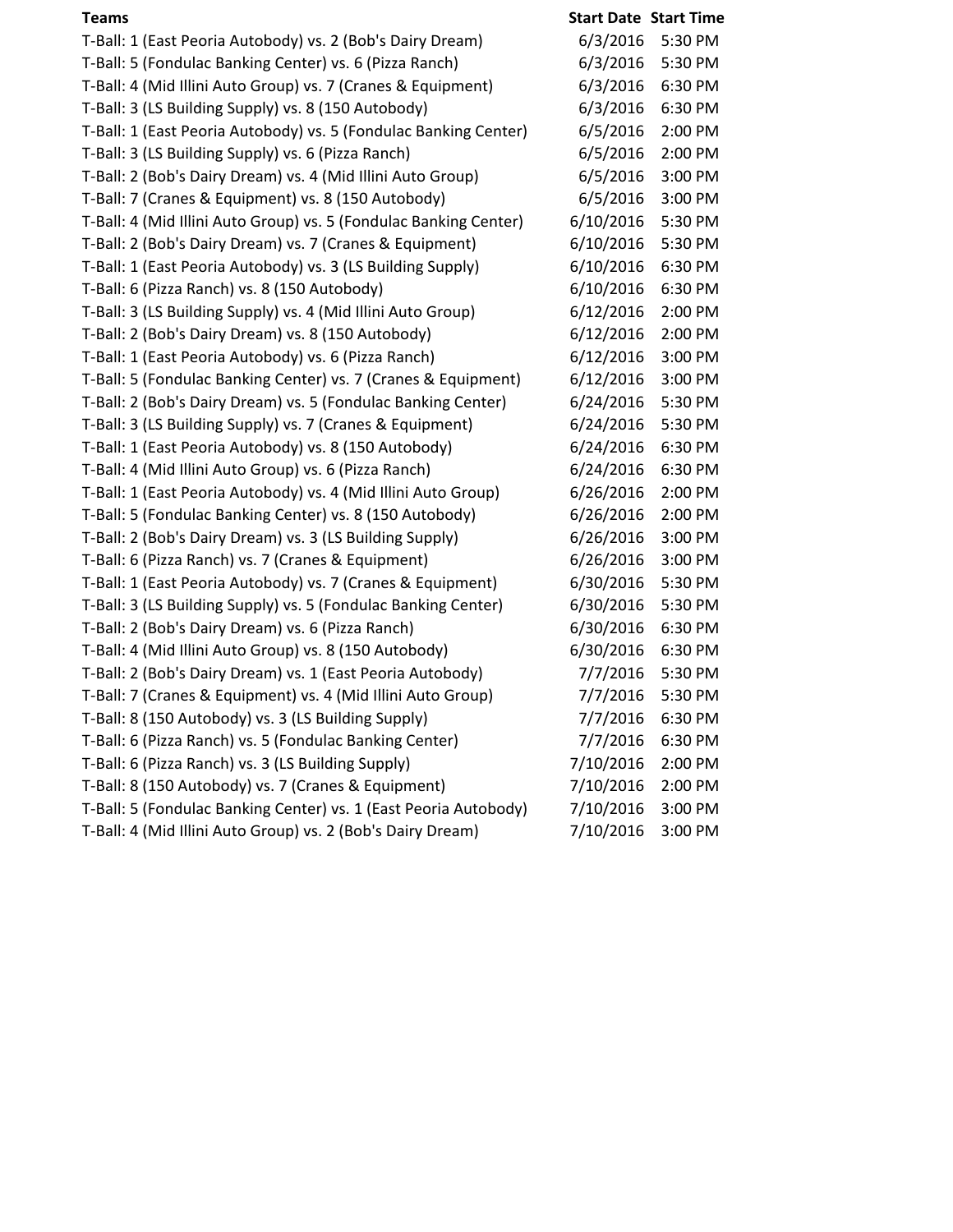| Teams | Start Date | Start Time |
|---|---|---|
| T-Ball: 1 (East Peoria Autobody) vs. 2 (Bob's Dairy Dream) | 6/3/2016 | 5:30 PM |
| T-Ball: 5 (Fondulac Banking Center) vs. 6 (Pizza Ranch) | 6/3/2016 | 5:30 PM |
| T-Ball: 4 (Mid Illini Auto Group) vs. 7 (Cranes & Equipment) | 6/3/2016 | 6:30 PM |
| T-Ball: 3 (LS Building Supply) vs. 8 (150 Autobody) | 6/3/2016 | 6:30 PM |
| T-Ball: 1 (East Peoria Autobody) vs. 5 (Fondulac Banking Center) | 6/5/2016 | 2:00 PM |
| T-Ball: 3 (LS Building Supply) vs. 6 (Pizza Ranch) | 6/5/2016 | 2:00 PM |
| T-Ball: 2 (Bob's Dairy Dream) vs. 4 (Mid Illini Auto Group) | 6/5/2016 | 3:00 PM |
| T-Ball: 7 (Cranes & Equipment) vs. 8 (150 Autobody) | 6/5/2016 | 3:00 PM |
| T-Ball: 4 (Mid Illini Auto Group) vs. 5 (Fondulac Banking Center) | 6/10/2016 | 5:30 PM |
| T-Ball: 2 (Bob's Dairy Dream) vs. 7 (Cranes & Equipment) | 6/10/2016 | 5:30 PM |
| T-Ball: 1 (East Peoria Autobody) vs. 3 (LS Building Supply) | 6/10/2016 | 6:30 PM |
| T-Ball: 6 (Pizza Ranch) vs. 8 (150 Autobody) | 6/10/2016 | 6:30 PM |
| T-Ball: 3 (LS Building Supply) vs. 4 (Mid Illini Auto Group) | 6/12/2016 | 2:00 PM |
| T-Ball: 2 (Bob's Dairy Dream) vs. 8 (150 Autobody) | 6/12/2016 | 2:00 PM |
| T-Ball: 1 (East Peoria Autobody) vs. 6 (Pizza Ranch) | 6/12/2016 | 3:00 PM |
| T-Ball: 5 (Fondulac Banking Center) vs. 7 (Cranes & Equipment) | 6/12/2016 | 3:00 PM |
| T-Ball: 2 (Bob's Dairy Dream) vs. 5 (Fondulac Banking Center) | 6/24/2016 | 5:30 PM |
| T-Ball: 3 (LS Building Supply) vs. 7 (Cranes & Equipment) | 6/24/2016 | 5:30 PM |
| T-Ball: 1 (East Peoria Autobody) vs. 8 (150 Autobody) | 6/24/2016 | 6:30 PM |
| T-Ball: 4 (Mid Illini Auto Group) vs. 6 (Pizza Ranch) | 6/24/2016 | 6:30 PM |
| T-Ball: 1 (East Peoria Autobody) vs. 4 (Mid Illini Auto Group) | 6/26/2016 | 2:00 PM |
| T-Ball: 5 (Fondulac Banking Center) vs. 8 (150 Autobody) | 6/26/2016 | 2:00 PM |
| T-Ball: 2 (Bob's Dairy Dream) vs. 3 (LS Building Supply) | 6/26/2016 | 3:00 PM |
| T-Ball: 6 (Pizza Ranch) vs. 7 (Cranes & Equipment) | 6/26/2016 | 3:00 PM |
| T-Ball: 1 (East Peoria Autobody) vs. 7 (Cranes & Equipment) | 6/30/2016 | 5:30 PM |
| T-Ball: 3 (LS Building Supply) vs. 5 (Fondulac Banking Center) | 6/30/2016 | 5:30 PM |
| T-Ball: 2 (Bob's Dairy Dream) vs. 6 (Pizza Ranch) | 6/30/2016 | 6:30 PM |
| T-Ball: 4 (Mid Illini Auto Group) vs. 8 (150 Autobody) | 6/30/2016 | 6:30 PM |
| T-Ball: 2 (Bob's Dairy Dream) vs. 1 (East Peoria Autobody) | 7/7/2016 | 5:30 PM |
| T-Ball: 7 (Cranes & Equipment) vs. 4 (Mid Illini Auto Group) | 7/7/2016 | 5:30 PM |
| T-Ball: 8 (150 Autobody) vs. 3 (LS Building Supply) | 7/7/2016 | 6:30 PM |
| T-Ball: 6 (Pizza Ranch) vs. 5 (Fondulac Banking Center) | 7/7/2016 | 6:30 PM |
| T-Ball: 6 (Pizza Ranch) vs. 3 (LS Building Supply) | 7/10/2016 | 2:00 PM |
| T-Ball: 8 (150 Autobody) vs. 7 (Cranes & Equipment) | 7/10/2016 | 2:00 PM |
| T-Ball: 5 (Fondulac Banking Center) vs. 1 (East Peoria Autobody) | 7/10/2016 | 3:00 PM |
| T-Ball: 4 (Mid Illini Auto Group) vs. 2 (Bob's Dairy Dream) | 7/10/2016 | 3:00 PM |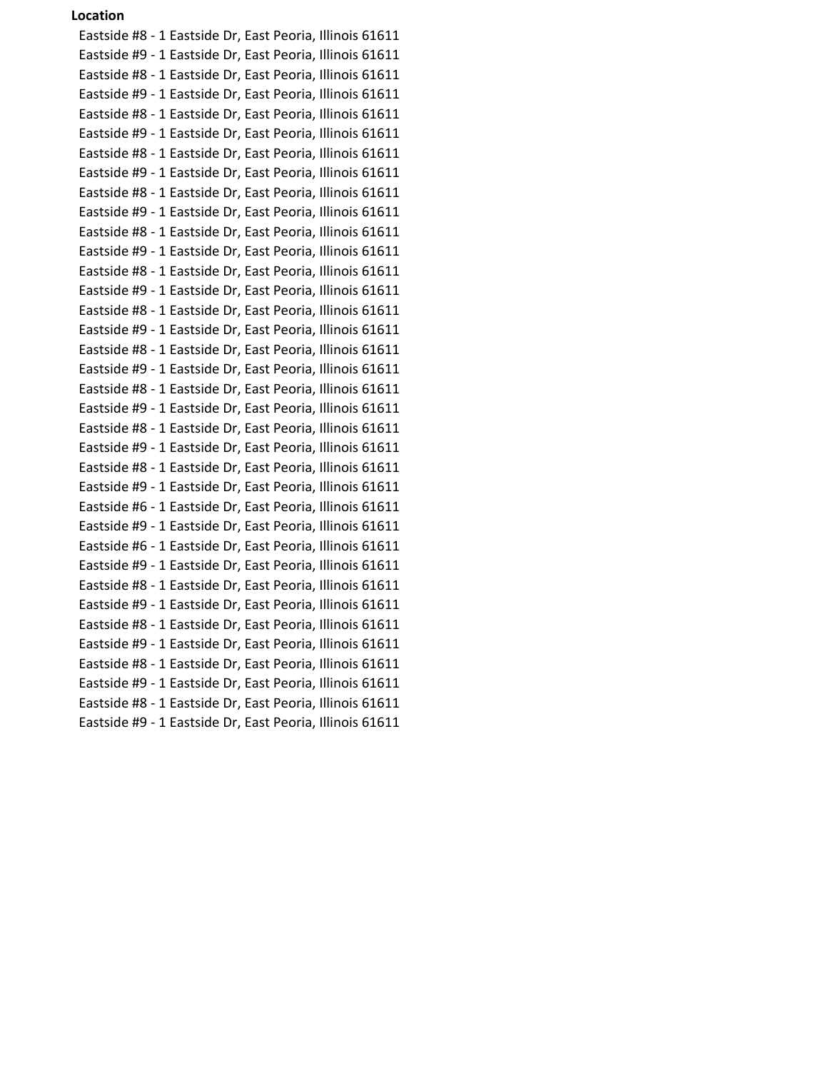**Location**

Eastside #8 - 1 Eastside Dr, East Peoria, Illinois 61611
Eastside #9 - 1 Eastside Dr, East Peoria, Illinois 61611
Eastside #8 - 1 Eastside Dr, East Peoria, Illinois 61611
Eastside #9 - 1 Eastside Dr, East Peoria, Illinois 61611
Eastside #8 - 1 Eastside Dr, East Peoria, Illinois 61611
Eastside #9 - 1 Eastside Dr, East Peoria, Illinois 61611
Eastside #8 - 1 Eastside Dr, East Peoria, Illinois 61611
Eastside #9 - 1 Eastside Dr, East Peoria, Illinois 61611
Eastside #8 - 1 Eastside Dr, East Peoria, Illinois 61611
Eastside #9 - 1 Eastside Dr, East Peoria, Illinois 61611
Eastside #8 - 1 Eastside Dr, East Peoria, Illinois 61611
Eastside #9 - 1 Eastside Dr, East Peoria, Illinois 61611
Eastside #8 - 1 Eastside Dr, East Peoria, Illinois 61611
Eastside #9 - 1 Eastside Dr, East Peoria, Illinois 61611
Eastside #8 - 1 Eastside Dr, East Peoria, Illinois 61611
Eastside #9 - 1 Eastside Dr, East Peoria, Illinois 61611
Eastside #8 - 1 Eastside Dr, East Peoria, Illinois 61611
Eastside #9 - 1 Eastside Dr, East Peoria, Illinois 61611
Eastside #8 - 1 Eastside Dr, East Peoria, Illinois 61611
Eastside #9 - 1 Eastside Dr, East Peoria, Illinois 61611
Eastside #8 - 1 Eastside Dr, East Peoria, Illinois 61611
Eastside #9 - 1 Eastside Dr, East Peoria, Illinois 61611
Eastside #8 - 1 Eastside Dr, East Peoria, Illinois 61611
Eastside #9 - 1 Eastside Dr, East Peoria, Illinois 61611
Eastside #6 - 1 Eastside Dr, East Peoria, Illinois 61611
Eastside #9 - 1 Eastside Dr, East Peoria, Illinois 61611
Eastside #6 - 1 Eastside Dr, East Peoria, Illinois 61611
Eastside #9 - 1 Eastside Dr, East Peoria, Illinois 61611
Eastside #8 - 1 Eastside Dr, East Peoria, Illinois 61611
Eastside #9 - 1 Eastside Dr, East Peoria, Illinois 61611
Eastside #8 - 1 Eastside Dr, East Peoria, Illinois 61611
Eastside #9 - 1 Eastside Dr, East Peoria, Illinois 61611
Eastside #8 - 1 Eastside Dr, East Peoria, Illinois 61611
Eastside #9 - 1 Eastside Dr, East Peoria, Illinois 61611
Eastside #8 - 1 Eastside Dr, East Peoria, Illinois 61611
Eastside #9 - 1 Eastside Dr, East Peoria, Illinois 61611